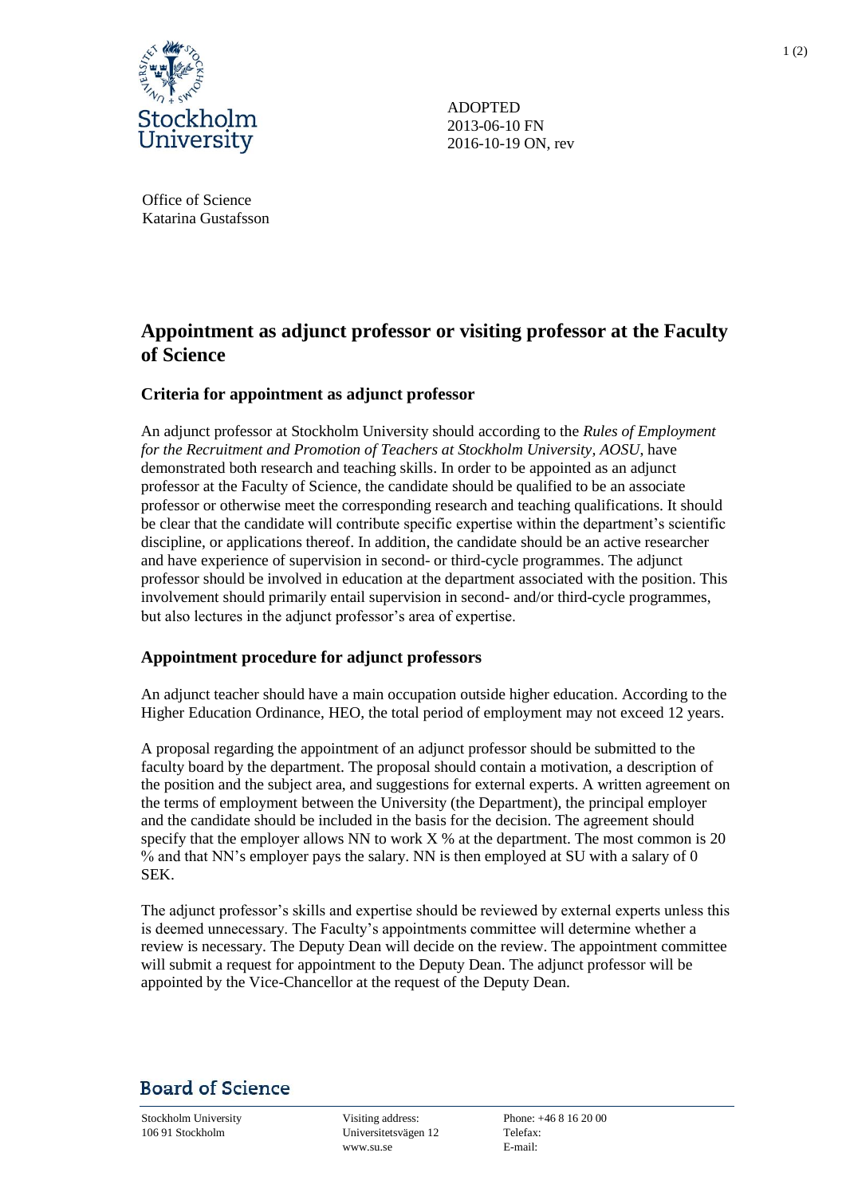ADOPTED
2013-06-10 FN
2016-10-19 ON, rev

Office of Science
Katarina Gustafsson

# Appointment as adjunct professor or visiting professor at the Faculty of Science

## Criteria for appointment as adjunct professor

An adjunct professor at Stockholm University should according to the *Rules of Employment for the Recruitment and Promotion of Teachers at Stockholm University, AOSU*, have demonstrated both research and teaching skills. In order to be appointed as an adjunct professor at the Faculty of Science, the candidate should be qualified to be an associate professor or otherwise meet the corresponding research and teaching qualifications. It should be clear that the candidate will contribute specific expertise within the department's scientific discipline, or applications thereof. In addition, the candidate should be an active researcher and have experience of supervision in second- or third-cycle programmes. The adjunct professor should be involved in education at the department associated with the position. This involvement should primarily entail supervision in second- and/or third-cycle programmes, but also lectures in the adjunct professor's area of expertise.

## Appointment procedure for adjunct professors

An adjunct teacher should have a main occupation outside higher education. According to the Higher Education Ordinance, HEO, the total period of employment may not exceed 12 years.

A proposal regarding the appointment of an adjunct professor should be submitted to the faculty board by the department. The proposal should contain a motivation, a description of the position and the subject area, and suggestions for external experts. A written agreement on the terms of employment between the University (the Department), the principal employer and the candidate should be included in the basis for the decision. The agreement should specify that the employer allows NN to work X % at the department. The most common is 20 % and that NN's employer pays the salary. NN is then employed at SU with a salary of 0 SEK.

The adjunct professor's skills and expertise should be reviewed by external experts unless this is deemed unnecessary. The Faculty's appointments committee will determine whether a review is necessary. The Deputy Dean will decide on the review. The appointment committee will submit a request for appointment to the Deputy Dean. The adjunct professor will be appointed by the Vice-Chancellor at the request of the Deputy Dean.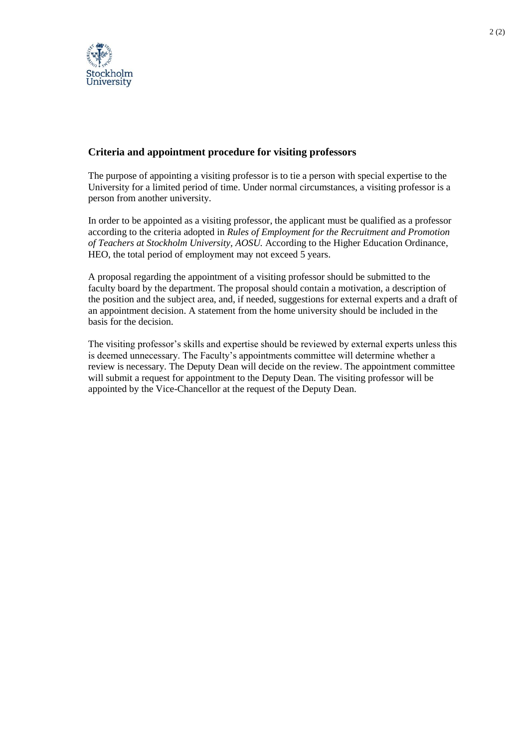**Criteria and appointment procedure for visiting professors**

The purpose of appointing a visiting professor is to tie a person with special expertise to the University for a limited period of time. Under normal circumstances, a visiting professor is a person from another university.

In order to be appointed as a visiting professor, the applicant must be qualified as a professor according to the criteria adopted in *Rules of Employment for the Recruitment and Promotion of Teachers at Stockholm University, AOSU.* According to the Higher Education Ordinance, HEO, the total period of employment may not exceed 5 years.

A proposal regarding the appointment of a visiting professor should be submitted to the faculty board by the department. The proposal should contain a motivation, a description of the position and the subject area, and, if needed, suggestions for external experts and a draft of an appointment decision. A statement from the home university should be included in the basis for the decision.

The visiting professor's skills and expertise should be reviewed by external experts unless this is deemed unnecessary. The Faculty's appointments committee will determine whether a review is necessary. The Deputy Dean will decide on the review. The appointment committee will submit a request for appointment to the Deputy Dean. The visiting professor will be appointed by the Vice-Chancellor at the request of the Deputy Dean.